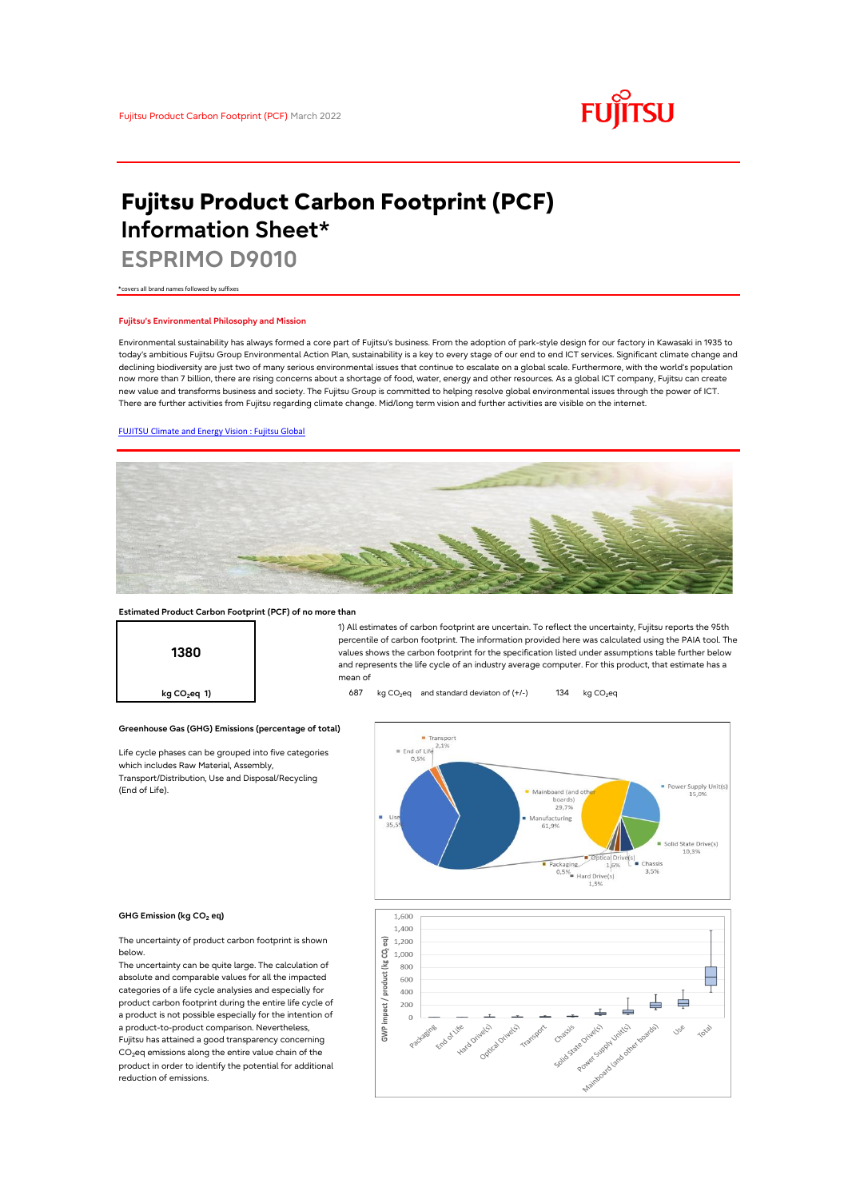Fujitsu Product Carbon Footprint (PCF) March 2022

# Fujitsu Product Carbon Footprint (PCF) Information Sheet*

## ESPRIMO D9010

*covers all brand names followed by suffixes

### Fujitsu's Environmental Philosophy and Mission

Environmental sustainability has always formed a core part of Fujitsu's business. From the adoption of park-style design for our factory in Kawasaki in 1935 to today's ambitious Fujitsu Group Environmental Action Plan, sustainability is a key to every stage of our end to end ICT services. Significant climate change and declining biodiversity are just two of many serious environmental issues that continue to escalate on a global scale. Furthermore, now more than 7 billion, there are rising concerns about a shortage of food, water, energy and other resources. As a global ICT company, Fujitsu can create new value and transforms business and society. The Fujitsu Group is committed to helping resolve global environmental issues through the power of ICT. There are further activities from Fujitsu regarding climate change. Mid/long term vision and further activities are visible on the internet.

[FUJITSU Climate and Energy Vision : Fujitsu Global]

### Estimated Product Carbon Footprint (PCF) of no more than

**1380**

kg $CO_2$eq 1)

1) All estimates of carbon footprint are uncertain. To reflect the uncertainty, Fujitsu reports the 95th percentile of carbon footprint. The information provided here was calculated using the PAIA tool. The values shows the carbon footprint for the specification listed under assumptions table further below and represents the life cycle of an industry average computer. For this product, that estimate has a mean of

687 kg $CO_2$eq and standard deviaton of (+/-) 134 kg $CO_2$eq

### Greenhouse Gas (GHG) Emissions (percentage of total)

Life cycle phases can be grouped into five categories which includes Raw Material, Assembly, Transport/Distribution, Use and Disposal/Recycling (End of Life).

Transport 2,1%; End of Life 0,5%; Use 35,5%; Manufacturing 61,9%

Mainboard (and other boards) 29,7%; Power Supply Unit(s) 15,0%; Solid State Drive(s) 10,3%; Chassis 3,5%; Optical Drive(s) 1,6%; Hard Drive(s) 1,5%; Packaging 0,5%

### GHG Emission (kg $CO_2$ eq)

The uncertainty of product carbon footprint is shown below.

The uncertainty can be quite large. The calculation of absolute and comparable values for all the impacted categories of a life cycle analysies and especially for product carbon footprint during the entire life cycle of a product is not possible especially for the intention of a product-to-product comparison. Nevertheless, Fujitsu has attained a good transparency concerning $CO_2$eq emissions along the entire value chain of the product in order to identify the potential for additional reduction of emissions.

GWP impact / product (kg $CO_2$ eq): Packaging, End of Life, Hard Drive(s), Optical Drive(s), Transport, Chassis, Solid State Drive(s), Power Supply Unit(s), Mainboard (and other boards), Use, Total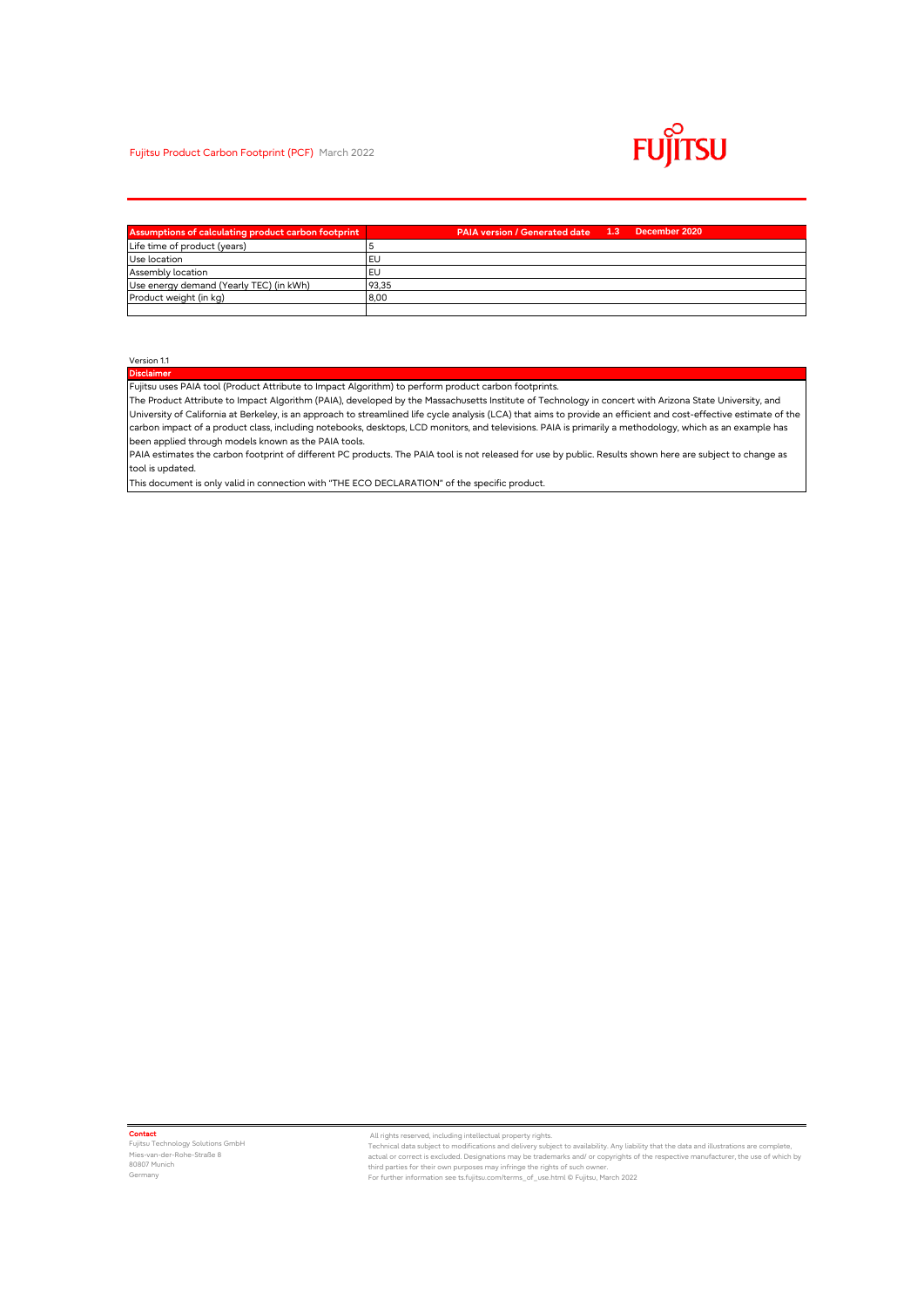Fujitsu Product Carbon Footprint (PCF) March 2022

| Assumptions of calculating product carbon footprint | PAIA version / Generated date 1.3 December 2020 |
| --- | --- |
| Life time of product (years) | 5 |
| Use location | EU |
| Assembly location | EU |
| Use energy demand (Yearly TEC) (in kWh) | 93,35 |
| Product weight (in kg) | 8,00 |
| | |

Version 1.1

**Disclaimer**

Fujitsu uses PAIA tool (Product Attribute to Impact Algorithm) to perform product carbon footprints.

The Product Attribute to Impact Algorithm (PAIA), developed by the Massachusetts Institute of Technology in concert with Arizona State University, and University of California at Berkeley, is an approach to streamlined life cycle analysis (LCA) that aims to provide an efficient and cost-effective estimate of the carbon impact of a product class, including notebooks, desktops, LCD monitors, and televisions. PAIA is primarily a methodology, which as an example has been applied through models known as the PAIA tools.

PAIA estimates the carbon footprint of different PC products. The PAIA tool is not released for use by public. Results shown here are subject to change as tool is updated.

This document is only valid in connection with "THE ECO DECLARATION" of the specific product.

**Contact**
Fujitsu Technology Solutions GmbH
Mies-van-der-Rohe-Straße 8
80807 Munich
Germany

All rights reserved, including intellectual property rights.
Technical data subject to modifications and delivery subject to availability. Any liability that the data and illustrations are complete, actual or correct is excluded. Designations may be trademarks and/ or copyrights of the respective manufacturer, the use of which by third parties for their own purposes may infringe the rights of such owner.
For further information see ts.fujitsu.com/terms_of_use.html © Fujitsu, March 2022